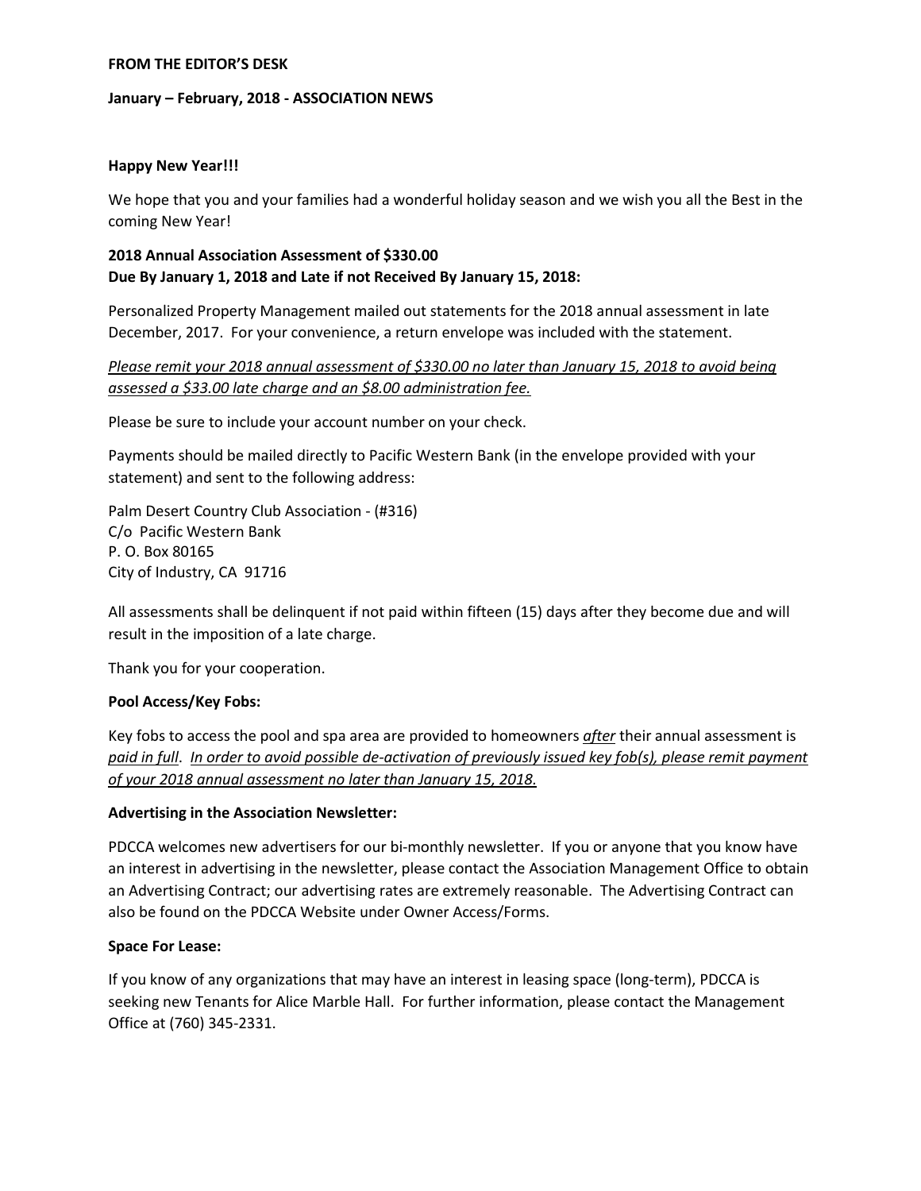**FROM THE EDITOR'S DESK**

**January – February, 2018 - ASSOCIATION NEWS**

**Happy New Year!!!**

We hope that you and your families had a wonderful holiday season and we wish you all the Best in the coming New Year!

**2018 Annual Association Assessment of $330.00**
**Due By January 1, 2018 and Late if not Received By January 15, 2018:**

Personalized Property Management mailed out statements for the 2018 annual assessment in late December, 2017. For your convenience, a return envelope was included with the statement.

*Please remit your 2018 annual assessment of $330.00 no later than January 15, 2018 to avoid being assessed a $33.00 late charge and an $8.00 administration fee.*

Please be sure to include your account number on your check.

Payments should be mailed directly to Pacific Western Bank (in the envelope provided with your statement) and sent to the following address:

Palm Desert Country Club Association - (#316)
C/o Pacific Western Bank
P. O. Box 80165
City of Industry, CA 91716

All assessments shall be delinquent if not paid within fifteen (15) days after they become due and will result in the imposition of a late charge.

Thank you for your cooperation.

**Pool Access/Key Fobs:**

Key fobs to access the pool and spa area are provided to homeowners *after* their annual assessment is *paid in full*. *In order to avoid possible de-activation of previously issued key fob(s), please remit payment of your 2018 annual assessment no later than January 15, 2018.*

**Advertising in the Association Newsletter:**

PDCCA welcomes new advertisers for our bi-monthly newsletter. If you or anyone that you know have an interest in advertising in the newsletter, please contact the Association Management Office to obtain an Advertising Contract; our advertising rates are extremely reasonable. The Advertising Contract can also be found on the PDCCA Website under Owner Access/Forms.

**Space For Lease:**

If you know of any organizations that may have an interest in leasing space (long-term), PDCCA is seeking new Tenants for Alice Marble Hall. For further information, please contact the Management Office at (760) 345-2331.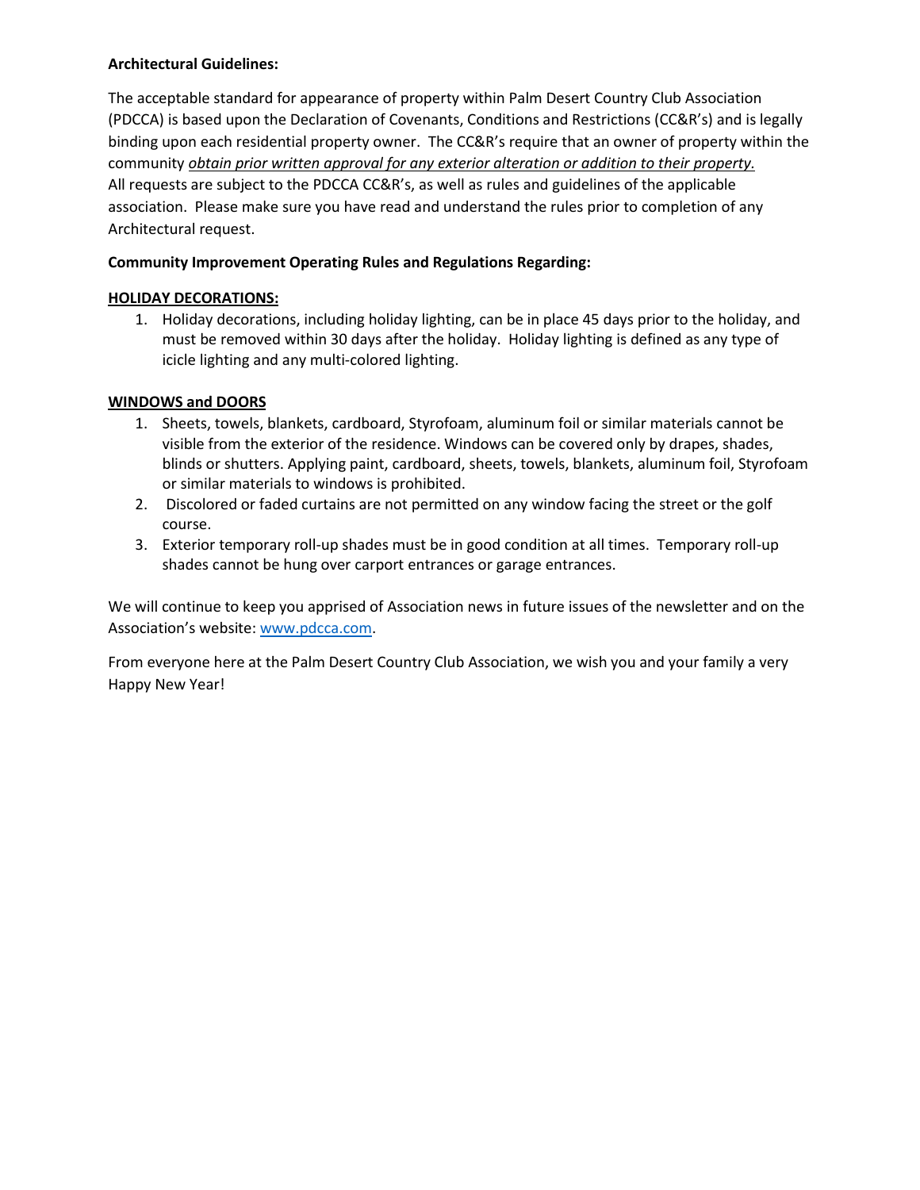**Architectural Guidelines:**

The acceptable standard for appearance of property within Palm Desert Country Club Association (PDCCA) is based upon the Declaration of Covenants, Conditions and Restrictions (CC&R's) and is legally binding upon each residential property owner. The CC&R's require that an owner of property within the community *obtain prior written approval for any exterior alteration or addition to their property.* All requests are subject to the PDCCA CC&R's, as well as rules and guidelines of the applicable association. Please make sure you have read and understand the rules prior to completion of any Architectural request.

**Community Improvement Operating Rules and Regulations Regarding:**

**HOLIDAY DECORATIONS:**

1. Holiday decorations, including holiday lighting, can be in place 45 days prior to the holiday, and must be removed within 30 days after the holiday. Holiday lighting is defined as any type of icicle lighting and any multi-colored lighting.

**WINDOWS and DOORS**

1. Sheets, towels, blankets, cardboard, Styrofoam, aluminum foil or similar materials cannot be visible from the exterior of the residence. Windows can be covered only by drapes, shades, blinds or shutters. Applying paint, cardboard, sheets, towels, blankets, aluminum foil, Styrofoam or similar materials to windows is prohibited.
2. Discolored or faded curtains are not permitted on any window facing the street or the golf course.
3. Exterior temporary roll-up shades must be in good condition at all times. Temporary roll-up shades cannot be hung over carport entrances or garage entrances.

We will continue to keep you apprised of Association news in future issues of the newsletter and on the Association's website: [www.pdcca.com](http://www.pdcca.com).

From everyone here at the Palm Desert Country Club Association, we wish you and your family a very Happy New Year!